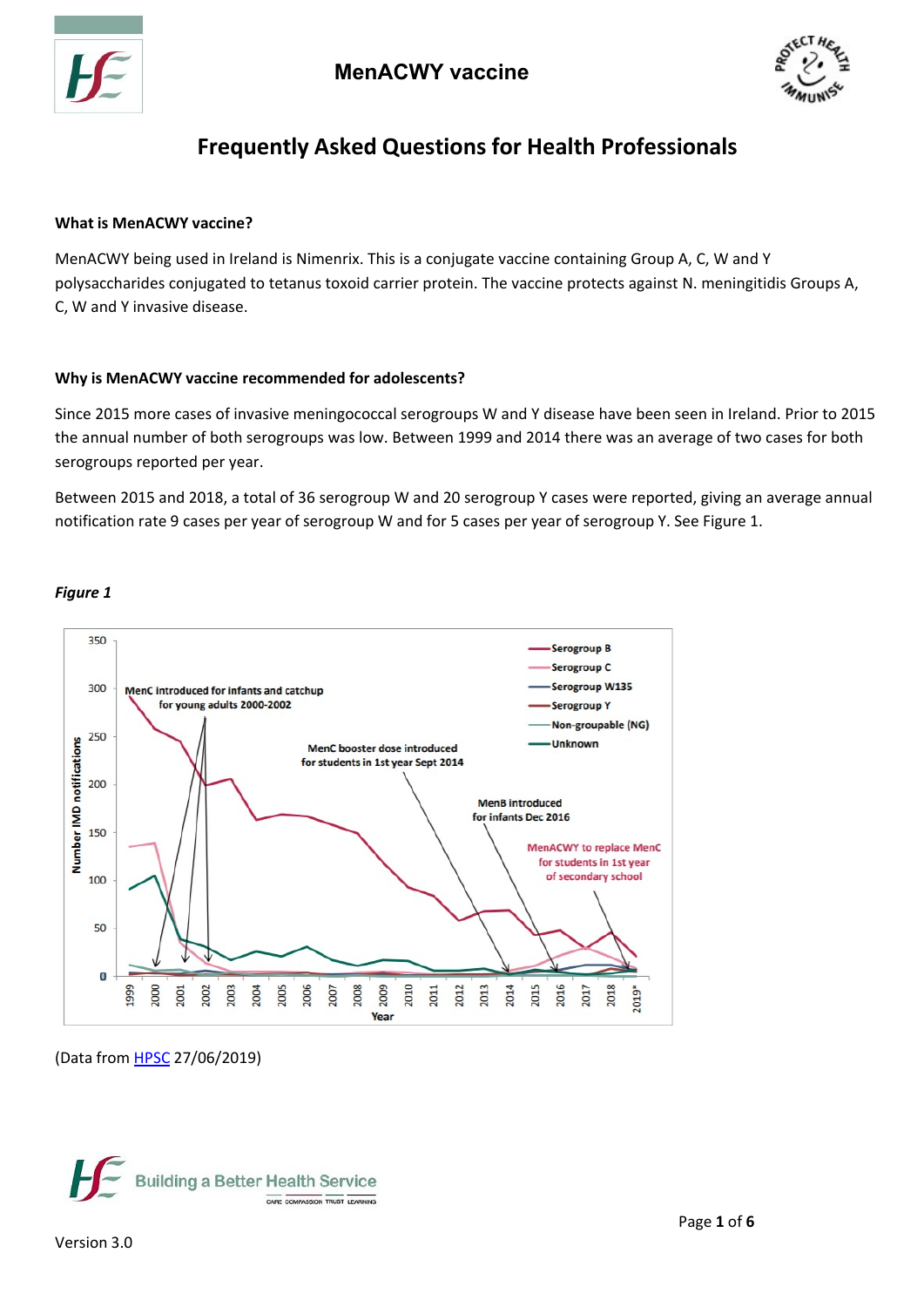# MenACWY vaccine

## Frequently Asked Questions for Health Professionals

### What is MenACWY vaccine?

MenACWY being used in Ireland is Nimenrix. This is a conjugate vaccine containing Group A, C, W and Y polysaccharides conjugated to tetanus toxoid carrier protein. The vaccine protects against N. meningitidis Groups A, C, W and Y invasive disease.

### Why is MenACWY vaccine recommended for adolescents?

Since 2015 more cases of invasive meningococcal serogroups W and Y disease have been seen in Ireland. Prior to 2015 the annual number of both serogroups was low. Between 1999 and 2014 there was an average of two cases for both serogroups reported per year.

Between 2015 and 2018, a total of 36 serogroup W and 20 serogroup Y cases were reported, giving an average annual notification rate 9 cases per year of serogroup W and for 5 cases per year of serogroup Y. See Figure 1.

***Figure 1***

(Data from HPSC 27/06/2019)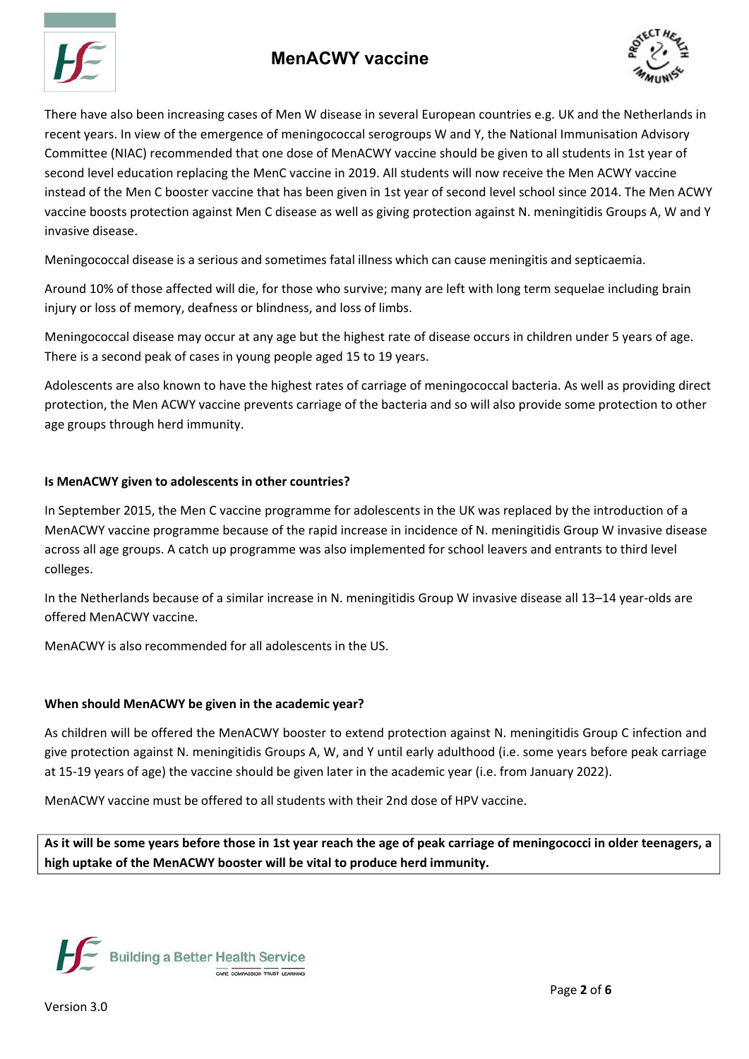There have also been increasing cases of Men W disease in several European countries e.g. UK and the Netherlands in recent years. In view of the emergence of meningococcal serogroups W and Y, the National Immunisation Advisory Committee (NIAC) recommended that one dose of MenACWY vaccine should be given to all students in 1st year of second level education replacing the MenC vaccine in 2019. All students will now receive the Men ACWY vaccine instead of the Men C booster vaccine that has been given in 1st year of second level school since 2014. The Men ACWY vaccine boosts protection against Men C disease as well as giving protection against N. meningitidis Groups A, W and Y invasive disease.

Meningococcal disease is a serious and sometimes fatal illness which can cause meningitis and septicaemia.

Around 10% of those affected will die, for those who survive; many are left with long term sequelae including brain injury or loss of memory, deafness or blindness, and loss of limbs.

Meningococcal disease may occur at any age but the highest rate of disease occurs in children under 5 years of age. There is a second peak of cases in young people aged 15 to 19 years.

Adolescents are also known to have the highest rates of carriage of meningococcal bacteria. As well as providing direct protection, the Men ACWY vaccine prevents carriage of the bacteria and so will also provide some protection to other age groups through herd immunity.

**Is MenACWY given to adolescents in other countries?**

In September 2015, the Men C vaccine programme for adolescents in the UK was replaced by the introduction of a MenACWY vaccine programme because of the rapid increase in incidence of N. meningitidis Group W invasive disease across all age groups. A catch up programme was also implemented for school leavers and entrants to third level colleges.

In the Netherlands because of a similar increase in N. meningitidis Group W invasive disease all 13–14 year-olds are offered MenACWY vaccine.

MenACWY is also recommended for all adolescents in the US.

**When should MenACWY be given in the academic year?**

As children will be offered the MenACWY booster to extend protection against N. meningitidis Group C infection and give protection against N. meningitidis Groups A, W, and Y until early adulthood (i.e. some years before peak carriage at 15-19 years of age) the vaccine should be given later in the academic year (i.e. from January 2022).

MenACWY vaccine must be offered to all students with their 2nd dose of HPV vaccine.

**As it will be some years before those in 1st year reach the age of peak carriage of meningococci in older teenagers, a high uptake of the MenACWY booster will be vital to produce herd immunity.**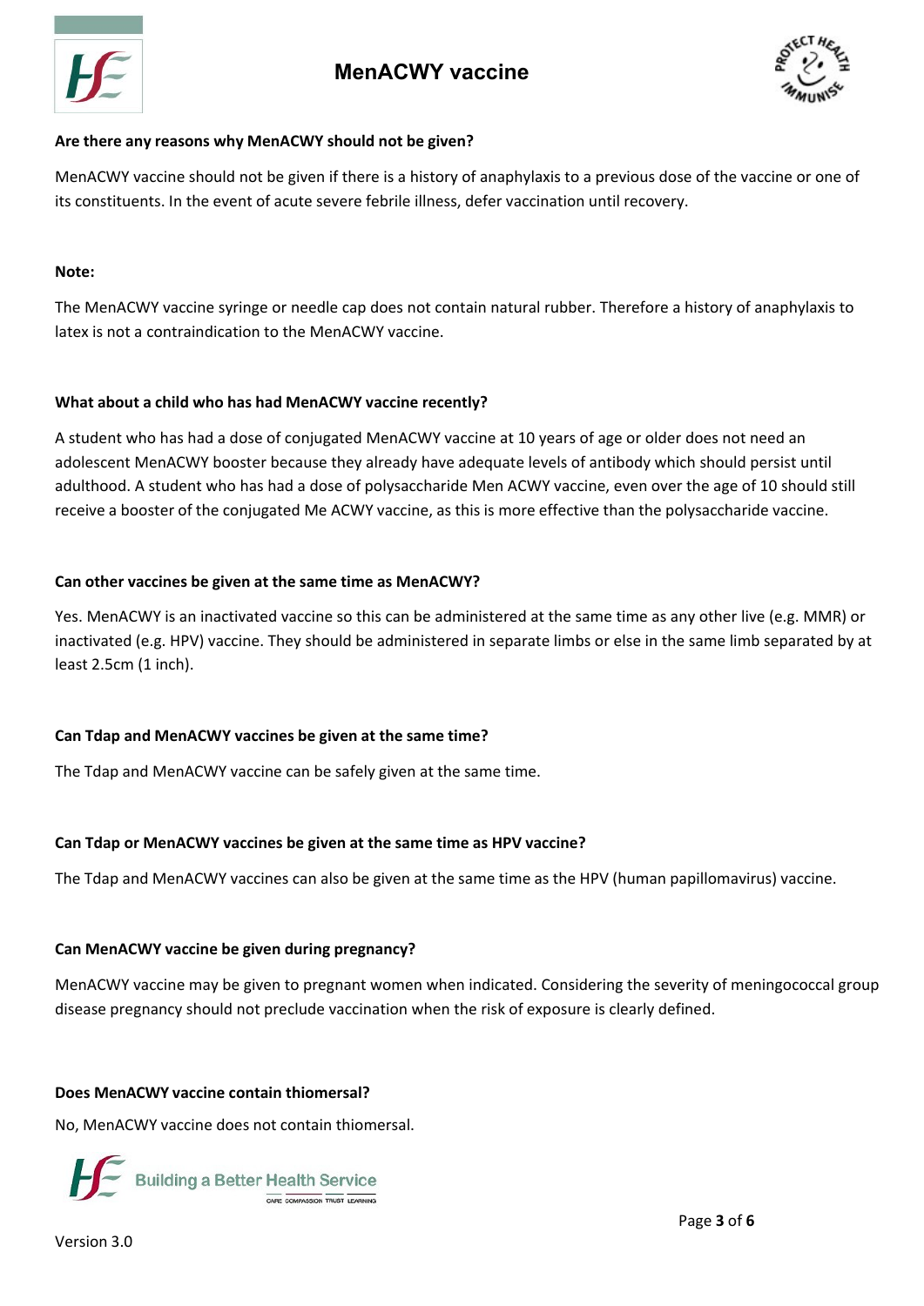**Are there any reasons why MenACWY should not be given?**

MenACWY vaccine should not be given if there is a history of anaphylaxis to a previous dose of the vaccine or one of its constituents. In the event of acute severe febrile illness, defer vaccination until recovery.

**Note:**

The MenACWY vaccine syringe or needle cap does not contain natural rubber. Therefore a history of anaphylaxis to latex is not a contraindication to the MenACWY vaccine.

**What about a child who has had MenACWY vaccine recently?**

A student who has had a dose of conjugated MenACWY vaccine at 10 years of age or older does not need an adolescent MenACWY booster because they already have adequate levels of antibody which should persist until adulthood. A student who has had a dose of polysaccharide Men ACWY vaccine, even over the age of 10 should still receive a booster of the conjugated Me ACWY vaccine, as this is more effective than the polysaccharide vaccine.

**Can other vaccines be given at the same time as MenACWY?**

Yes. MenACWY is an inactivated vaccine so this can be administered at the same time as any other live (e.g. MMR) or inactivated (e.g. HPV) vaccine. They should be administered in separate limbs or else in the same limb separated by at least 2.5cm (1 inch).

**Can Tdap and MenACWY vaccines be given at the same time?**

The Tdap and MenACWY vaccine can be safely given at the same time.

**Can Tdap or MenACWY vaccines be given at the same time as HPV vaccine?**

The Tdap and MenACWY vaccines can also be given at the same time as the HPV (human papillomavirus) vaccine.

**Can MenACWY vaccine be given during pregnancy?**

MenACWY vaccine may be given to pregnant women when indicated. Considering the severity of meningococcal group disease pregnancy should not preclude vaccination when the risk of exposure is clearly defined.

**Does MenACWY vaccine contain thiomersal?**

No, MenACWY vaccine does not contain thiomersal.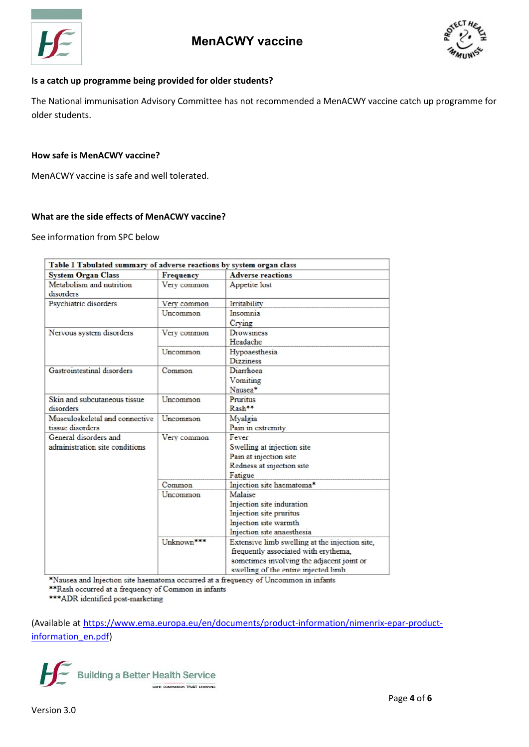**Is a catch up programme being provided for older students?**

The National immunisation Advisory Committee has not recommended a MenACWY vaccine catch up programme for older students.

**How safe is MenACWY vaccine?**

MenACWY vaccine is safe and well tolerated.

**What are the side effects of MenACWY vaccine?**

See information from SPC below

**Table 1 Tabulated summary of adverse reactions by system organ class**

| System Organ Class | Frequency | Adverse reactions |
|---|---|---|
| Metabolism and nutrition disorders | Very common | Appetite lost |
| Psychiatric disorders | Very common | Irritability |
| | Uncommon | Insomnia<br>Crying |
| Nervous system disorders | Very common | Drowsiness<br>Headache |
| | Uncommon | Hypoaesthesia<br>Dizziness |
| Gastrointestinal disorders | Common | Diarrhoea<br>Vomiting<br>Nausea* |
| Skin and subcutaneous tissue disorders | Uncommon | Pruritus<br>Rash** |
| Musculoskeletal and connective tissue disorders | Uncommon | Myalgia<br>Pain in extremity |
| General disorders and administration site conditions | Very common | Fever<br>Swelling at injection site<br>Pain at injection site<br>Redness at injection site<br>Fatigue |
| | Common | Injection site haematoma* |
| | Uncommon | Malaise<br>Injection site induration<br>Injection site pruritus<br>Injection site warmth<br>Injection site anaesthesia |
| | Unknown*** | Extensive limb swelling at the injection site, frequently associated with erythema, sometimes involving the adjacent joint or swelling of the entire injected limb |

*Nausea and Injection site haematoma occurred at a frequency of Uncommon in infants
**Rash occurred at a frequency of Common in infants
***ADR identified post-marketing

(Available at https://www.ema.europa.eu/en/documents/product-information/nimenrix-epar-product-information_en.pdf)

Version 3.0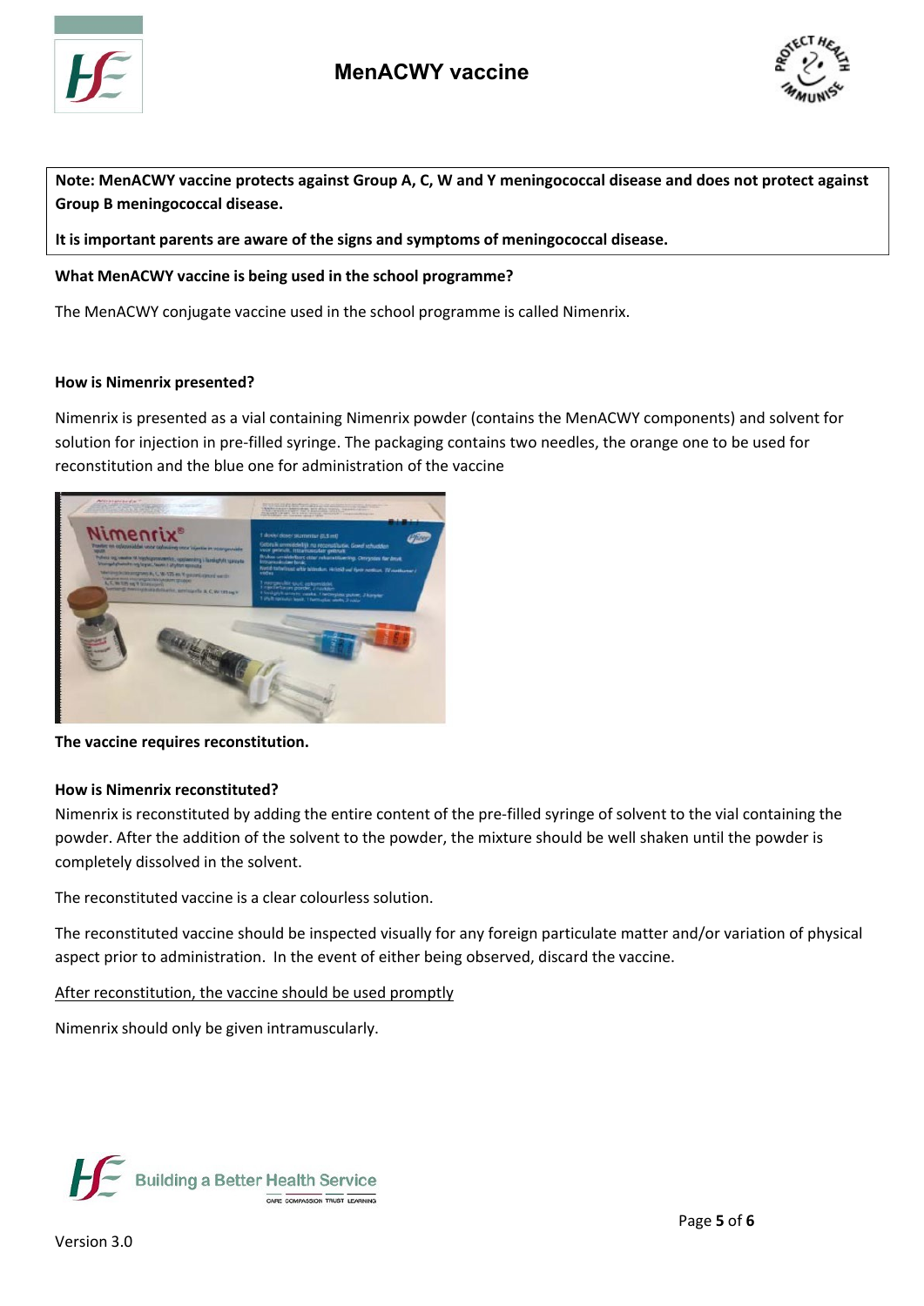**Note: MenACWY vaccine protects against Group A, C, W and Y meningococcal disease and does not protect against Group B meningococcal disease.**

**It is important parents are aware of the signs and symptoms of meningococcal disease.**

**What MenACWY vaccine is being used in the school programme?**

The MenACWY conjugate vaccine used in the school programme is called Nimenrix.

**How is Nimenrix presented?**

Nimenrix is presented as a vial containing Nimenrix powder (contains the MenACWY components) and solvent for solution for injection in pre-filled syringe. The packaging contains two needles, the orange one to be used for reconstitution and the blue one for administration of the vaccine

**The vaccine requires reconstitution.**

**How is Nimenrix reconstituted?**

Nimenrix is reconstituted by adding the entire content of the pre-filled syringe of solvent to the vial containing the powder. After the addition of the solvent to the powder, the mixture should be well shaken until the powder is completely dissolved in the solvent.

The reconstituted vaccine is a clear colourless solution.

The reconstituted vaccine should be inspected visually for any foreign particulate matter and/or variation of physical aspect prior to administration. In the event of either being observed, discard the vaccine.

After reconstitution, the vaccine should be used promptly

Nimenrix should only be given intramuscularly.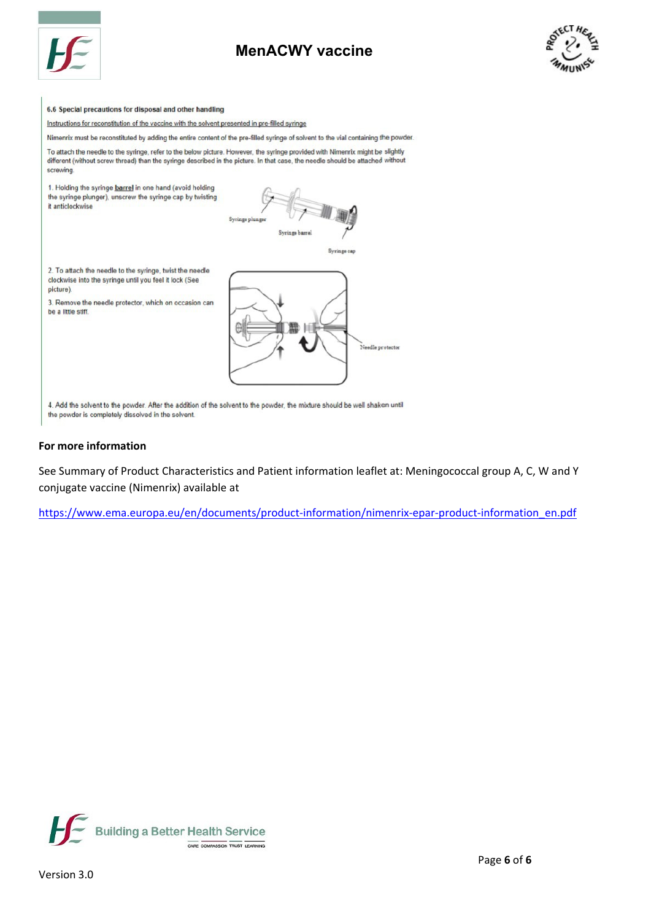# MenACWY vaccine

**6.6 Special precautions for disposal and other handling**

Instructions for reconstitution of the vaccine with the solvent presented in pre-filled syringe

Nimenrix must be reconstituted by adding the entire content of the pre-filled syringe of solvent to the vial containing the powder.

To attach the needle to the syringe, refer to the below picture. However, the syringe provided with Nimenrix might be slightly different (without screw thread) than the syringe described in the picture. In that case, the needle should be attached without screwing.

1. Holding the syringe **barrel** in one hand (avoid holding the syringe plunger), unscrew the syringe cap by twisting it anticlockwise

Syringe plunger

Syringe barrel

Syringe cap

2. To attach the needle to the syringe, twist the needle clockwise into the syringe until you feel it lock (See picture).

3. Remove the needle protector, which on occasion can be a little stiff.

Needle protector

4. Add the solvent to the powder. After the addition of the solvent to the powder, the mixture should be well shaken until the powder is completely dissolved in the solvent.

**For more information**

See Summary of Product Characteristics and Patient information leaflet at: Meningococcal group A, C, W and Y conjugate vaccine (Nimenrix) available at

https://www.ema.europa.eu/en/documents/product-information/nimenrix-epar-product-information_en.pdf

Version 3.0